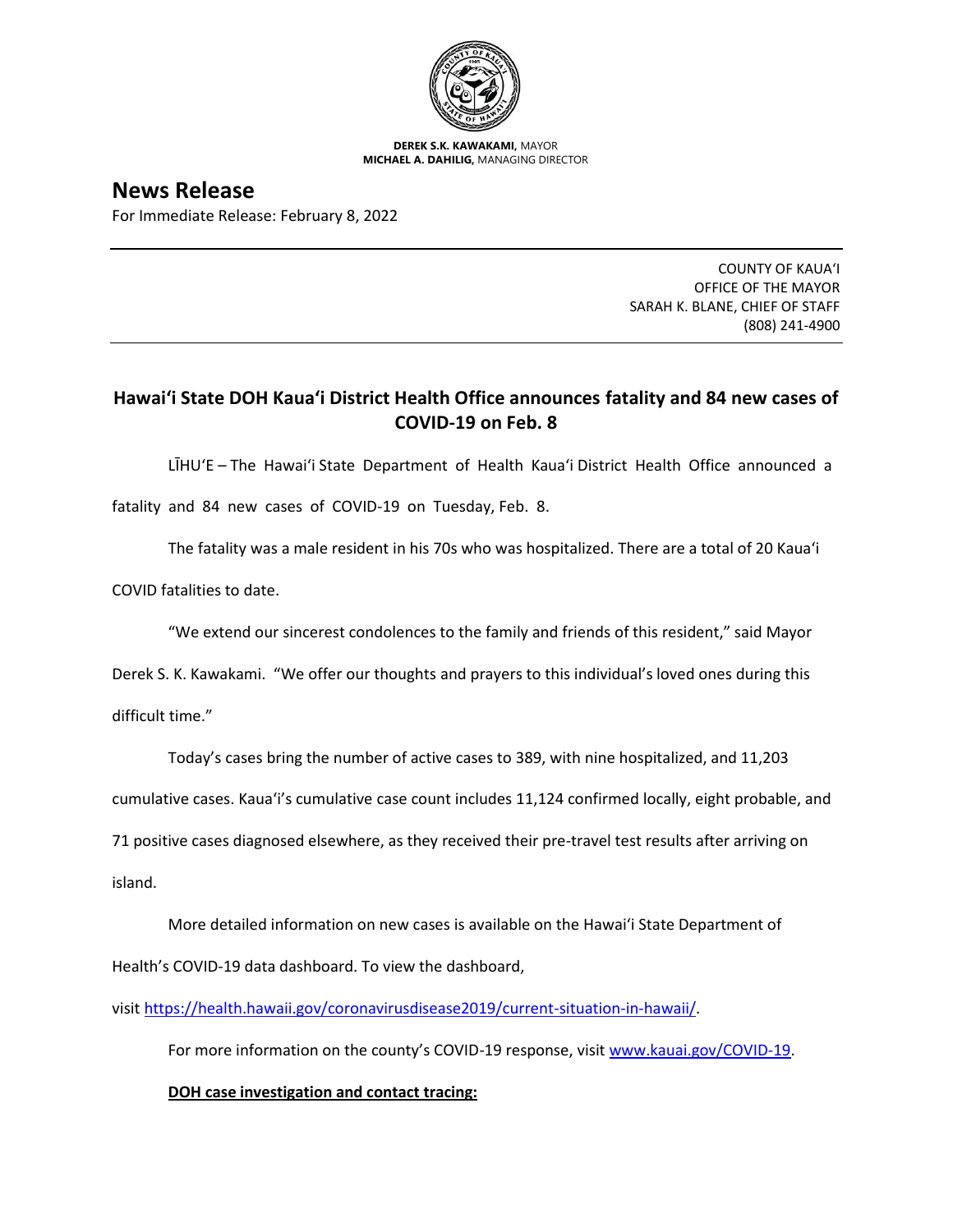**DEREK S.K. KAWAKAMI,** MAYOR
**MICHAEL A. DAHILIG,** MANAGING DIRECTOR

# News Release

For Immediate Release: February 8, 2022

COUNTY OF KAUAʻI
OFFICE OF THE MAYOR
SARAH K. BLANE, CHIEF OF STAFF
(808) 241-4900

## Hawaiʻi State DOH Kauaʻi District Health Office announces fatality and 84 new cases of COVID-19 on Feb. 8

LĪHUʻE – The Hawaiʻi State Department of Health Kauaʻi District Health Office announced a fatality and 84 new cases of COVID-19 on Tuesday, Feb. 8.

The fatality was a male resident in his 70s who was hospitalized. There are a total of 20 Kauaʻi COVID fatalities to date.

"We extend our sincerest condolences to the family and friends of this resident," said Mayor Derek S. K. Kawakami. "We offer our thoughts and prayers to this individual's loved ones during this difficult time."

Today's cases bring the number of active cases to 389, with nine hospitalized, and 11,203 cumulative cases. Kauaʻi's cumulative case count includes 11,124 confirmed locally, eight probable, and 71 positive cases diagnosed elsewhere, as they received their pre-travel test results after arriving on island.

More detailed information on new cases is available on the Hawaiʻi State Department of Health's COVID-19 data dashboard. To view the dashboard, visit https://health.hawaii.gov/coronavirusdisease2019/current-situation-in-hawaii/.

For more information on the county's COVID-19 response, visit www.kauai.gov/COVID-19.

**DOH case investigation and contact tracing:**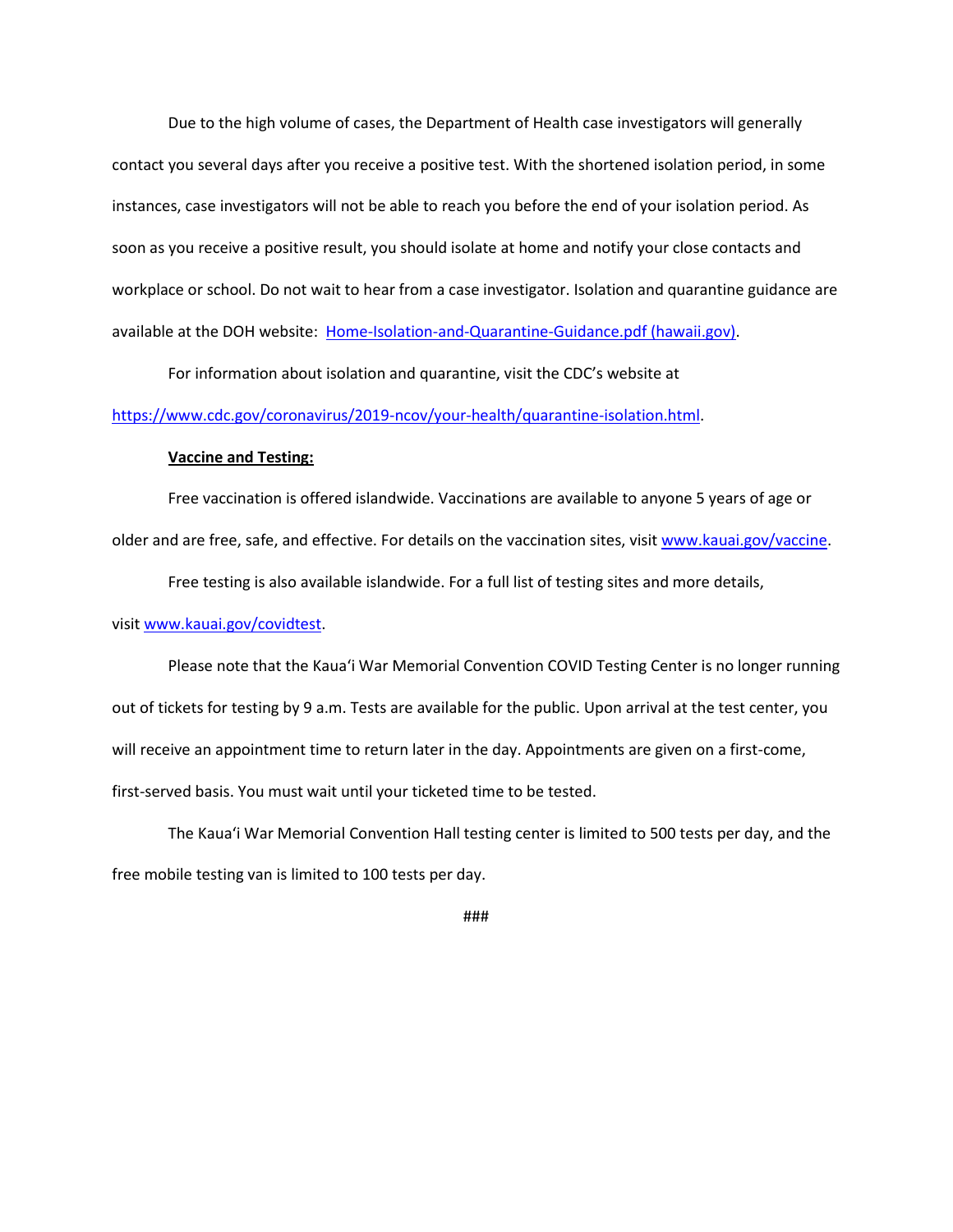Due to the high volume of cases, the Department of Health case investigators will generally contact you several days after you receive a positive test. With the shortened isolation period, in some instances, case investigators will not be able to reach you before the end of your isolation period. As soon as you receive a positive result, you should isolate at home and notify your close contacts and workplace or school. Do not wait to hear from a case investigator. Isolation and quarantine guidance are available at the DOH website: Home-Isolation-and-Quarantine-Guidance.pdf (hawaii.gov).

For information about isolation and quarantine, visit the CDC's website at https://www.cdc.gov/coronavirus/2019-ncov/your-health/quarantine-isolation.html.

**Vaccine and Testing:**

Free vaccination is offered islandwide. Vaccinations are available to anyone 5 years of age or older and are free, safe, and effective. For details on the vaccination sites, visit www.kauai.gov/vaccine.

Free testing is also available islandwide. For a full list of testing sites and more details, visit www.kauai.gov/covidtest.

Please note that the Kaua'i War Memorial Convention COVID Testing Center is no longer running out of tickets for testing by 9 a.m. Tests are available for the public. Upon arrival at the test center, you will receive an appointment time to return later in the day. Appointments are given on a first-come, first-served basis. You must wait until your ticketed time to be tested.

The Kaua'i War Memorial Convention Hall testing center is limited to 500 tests per day, and the free mobile testing van is limited to 100 tests per day.

###